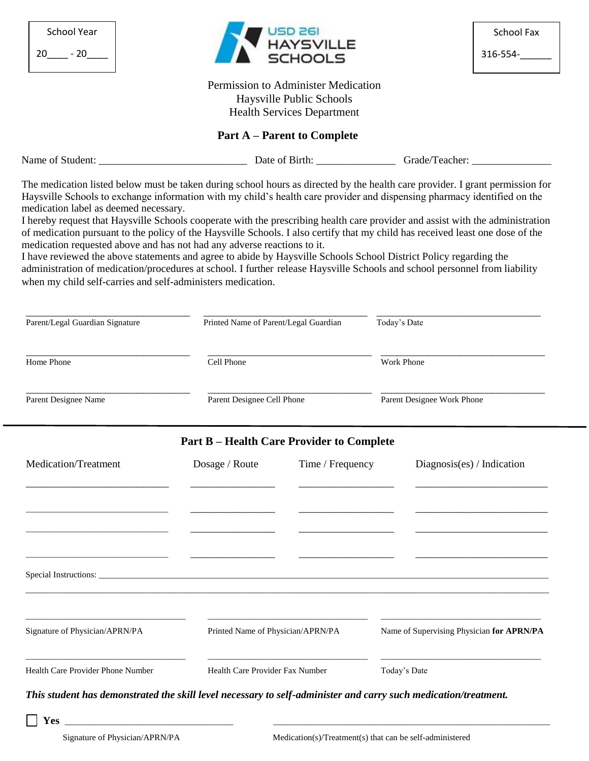School Year

20____ - 20____

USD 261 HAYSVILLE SCHOOLS

School Fax

316-554-______

Permission to Administer Medication
Haysville Public Schools
Health Services Department

## Part A – Parent to Complete

Name of Student: ___________________________ Date of Birth: ______________ Grade/Teacher: ______________

The medication listed below must be taken during school hours as directed by the health care provider. I grant permission for Haysville Schools to exchange information with my child's health care provider and dispensing pharmacy identified on the medication label as deemed necessary.
I hereby request that Haysville Schools cooperate with the prescribing health care provider and assist with the administration of medication pursuant to the policy of the Haysville Schools. I also certify that my child has received least one dose of the medication requested above and has not had any adverse reactions to it.
I have reviewed the above statements and agree to abide by Haysville Schools School District Policy regarding the administration of medication/procedures at school. I further release Haysville Schools and school personnel from liability when my child self-carries and self-administers medication.

| | | |
|---|---|---|
| Parent/Legal Guardian Signature | Printed Name of Parent/Legal Guardian | Today's Date |
| Home Phone | Cell Phone | Work Phone |
| Parent Designee Name | Parent Designee Cell Phone | Parent Designee Work Phone |

## Part B – Health Care Provider to Complete

| Medication/Treatment | Dosage / Route | Time / Frequency | Diagnosis(es) / Indication |
|---|---|---|---|
| | | | |
| | | | |
| | | | |
| | | | |

Special Instructions: ______________________________________________________________________________

| | | |
|---|---|---|
| Signature of Physician/APRN/PA | Printed Name of Physician/APRN/PA | Name of Supervising Physician **for APRN/PA** |
| Health Care Provider Phone Number | Health Care Provider Fax Number | Today's Date |

***This student has demonstrated the skill level necessary to self-administer and carry such medication/treatment.***

☐ **Yes** ________________________________ ________________________________________________

Signature of Physician/APRN/PA Medication(s)/Treatment(s) that can be self-administered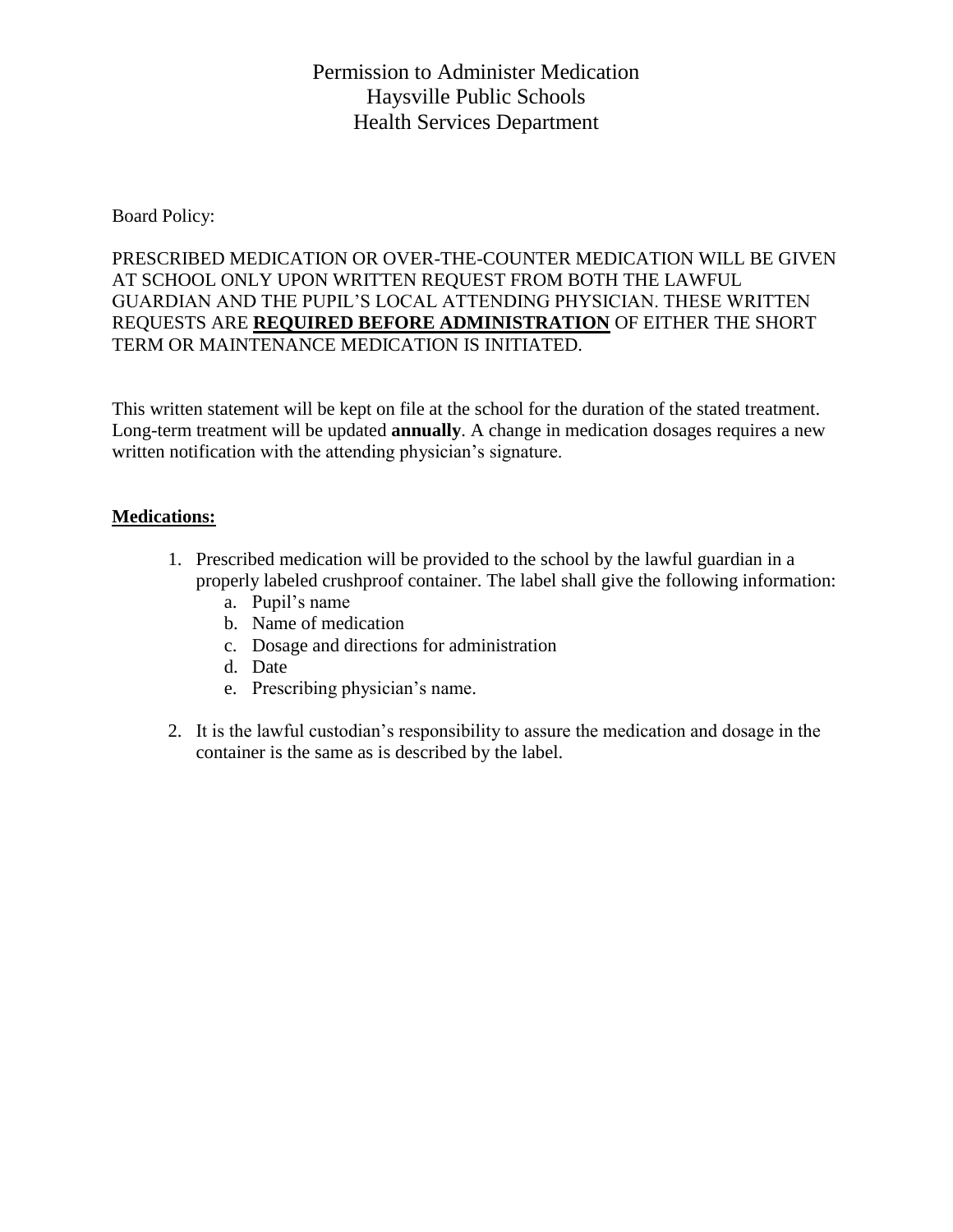# Permission to Administer Medication
## Haysville Public Schools
## Health Services Department

Board Policy:

PRESCRIBED MEDICATION OR OVER-THE-COUNTER MEDICATION WILL BE GIVEN AT SCHOOL ONLY UPON WRITTEN REQUEST FROM BOTH THE LAWFUL GUARDIAN AND THE PUPIL'S LOCAL ATTENDING PHYSICIAN. THESE WRITTEN REQUESTS ARE **REQUIRED BEFORE ADMINISTRATION** OF EITHER THE SHORT TERM OR MAINTENANCE MEDICATION IS INITIATED.

This written statement will be kept on file at the school for the duration of the stated treatment. Long-term treatment will be updated **annually**. A change in medication dosages requires a new written notification with the attending physician's signature.

**Medications:**

1. Prescribed medication will be provided to the school by the lawful guardian in a properly labeled crushproof container. The label shall give the following information:
   a. Pupil's name
   b. Name of medication
   c. Dosage and directions for administration
   d. Date
   e. Prescribing physician's name.

2. It is the lawful custodian's responsibility to assure the medication and dosage in the container is the same as is described by the label.